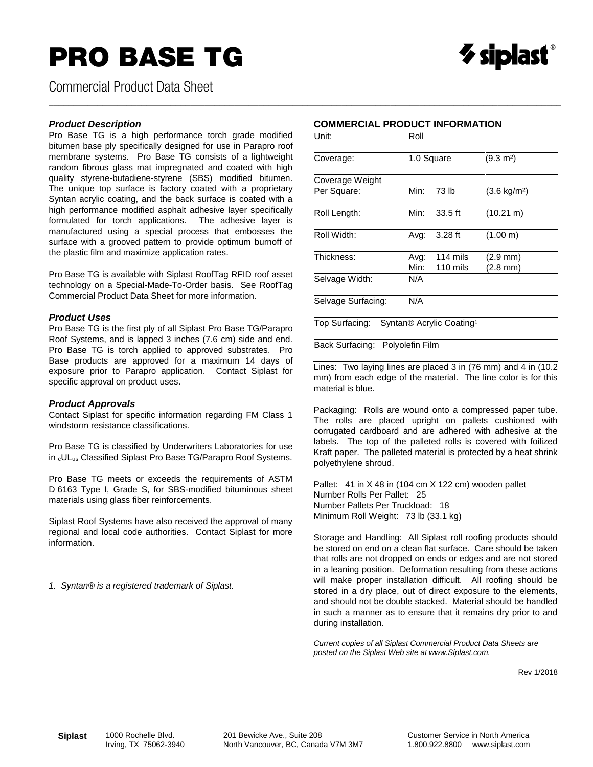# PRO BASE TG

Commercial Product Data Sheet

### *Product Description*

Pro Base TG is a high performance torch grade modified bitumen base ply specifically designed for use in Parapro roof membrane systems. Pro Base TG consists of a lightweight random fibrous glass mat impregnated and coated with high quality styrene-butadiene-styrene (SBS) modified bitumen. The unique top surface is factory coated with a proprietary Syntan acrylic coating, and the back surface is coated with a high performance modified asphalt adhesive layer specifically formulated for torch applications. The adhesive layer is manufactured using a special process that embosses the surface with a grooved pattern to provide optimum burnoff of the plastic film and maximize application rates.

Pro Base TG is available with Siplast RoofTag RFID roof asset technology on a Special-Made-To-Order basis. See RoofTag Commercial Product Data Sheet for more information.

### *Product Uses*

Pro Base TG is the first ply of all Siplast Pro Base TG/Parapro Roof Systems, and is lapped 3 inches (7.6 cm) side and end. Pro Base TG is torch applied to approved substrates. Pro Base products are approved for a maximum 14 days of exposure prior to Parapro application. Contact Siplast for specific approval on product uses.

### *Product Approvals*

Contact Siplast for specific information regarding FM Class 1 windstorm resistance classifications.

Pro Base TG is classified by Underwriters Laboratories for use in $_{c}$UL$_{us}$ Classified Siplast Pro Base TG/Parapro Roof Systems.

Pro Base TG meets or exceeds the requirements of ASTM D 6163 Type I, Grade S, for SBS-modified bituminous sheet materials using glass fiber reinforcements.

Siplast Roof Systems have also received the approval of many regional and local code authorities. Contact Siplast for more information.

*1. Syntan® is a registered trademark of Siplast.*

### COMMERCIAL PRODUCT INFORMATION

| | | | |
|---|---|---|---|
| Unit: | Roll | | |
| Coverage: | 1.0 Square | | (9.3 m²) |
| Coverage Weight Per Square: | Min: | 73 lb | (3.6 kg/m²) |
| Roll Length: | Min: | 33.5 ft | (10.21 m) |
| Roll Width: | Avg: | 3.28 ft | (1.00 m) |
| Thickness: | Avg: | 114 mils | (2.9 mm) |
| | Min: | 110 mils | (2.8 mm) |
| Selvage Width: | N/A | | |
| Selvage Surfacing: | N/A | | |
| Top Surfacing: | Syntan® Acrylic Coating[1] | | |
| Back Surfacing: | Polyolefin Film | | |

Lines: Two laying lines are placed 3 in (76 mm) and 4 in (10.2 mm) from each edge of the material. The line color is for this material is blue.

Packaging: Rolls are wound onto a compressed paper tube. The rolls are placed upright on pallets cushioned with corrugated cardboard and are adhered with adhesive at the labels. The top of the palleted rolls is covered with foilized Kraft paper. The palleted material is protected by a heat shrink polyethylene shroud.

Pallet: 41 in X 48 in (104 cm X 122 cm) wooden pallet
Number Rolls Per Pallet: 25
Number Pallets Per Truckload: 18
Minimum Roll Weight: 73 lb (33.1 kg)

Storage and Handling: All Siplast roll roofing products should be stored on end on a clean flat surface. Care should be taken that rolls are not dropped on ends or edges and are not stored in a leaning position. Deformation resulting from these actions will make proper installation difficult. All roofing should be stored in a dry place, out of direct exposure to the elements, and should not be double stacked. Material should be handled in such a manner as to ensure that it remains dry prior to and during installation.

*Current copies of all Siplast Commercial Product Data Sheets are posted on the Siplast Web site at www.Siplast.com.*

Rev 1/2018

**Siplast** 1000 Rochelle Blvd. Irving, TX 75062-3940 | 201 Bewicke Ave., Suite 208 North Vancouver, BC, Canada V7M 3M7 | Customer Service in North America 1.800.922.8800 www.siplast.com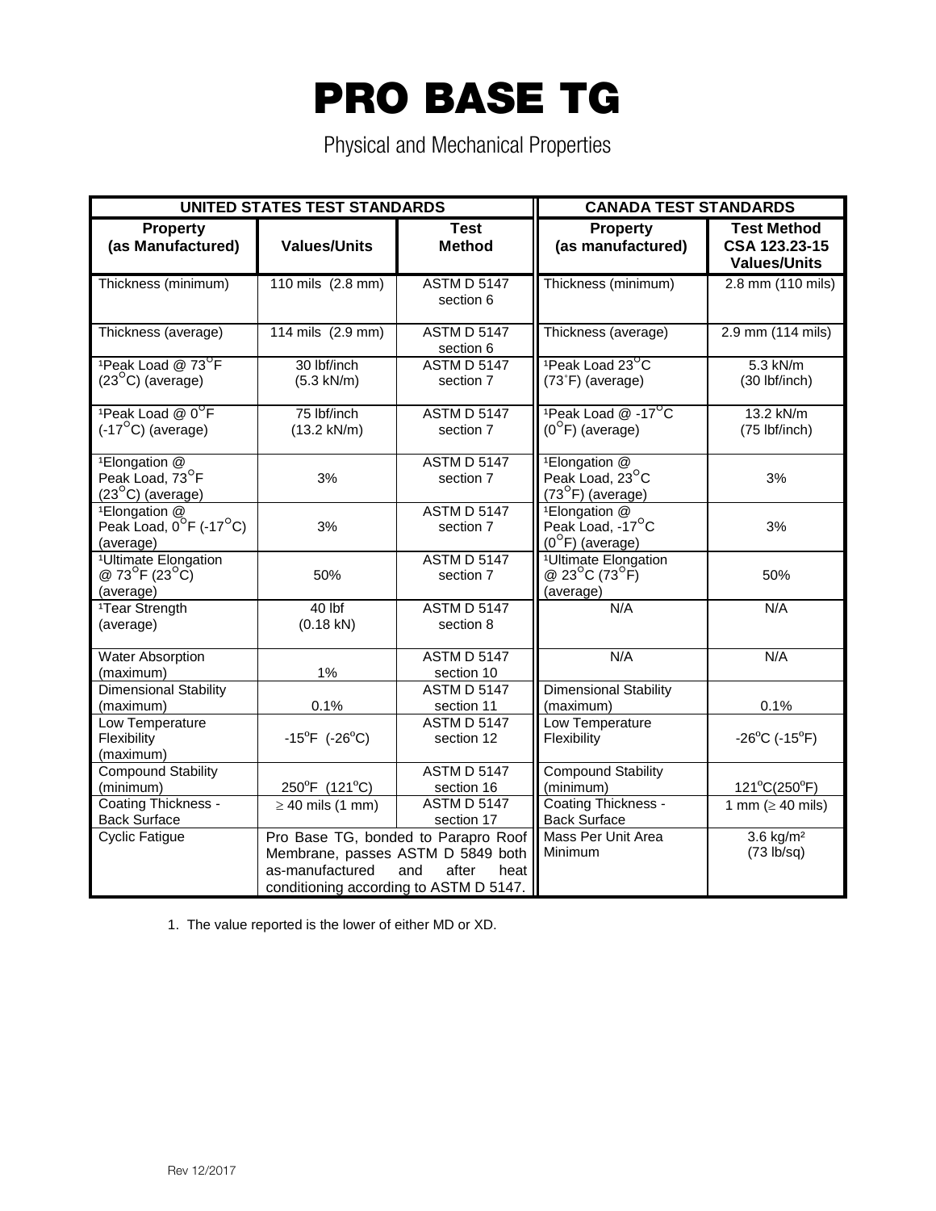# PRO BASE TG

Physical and Mechanical Properties

| UNITED STATES TEST STANDARDS | | | CANADA TEST STANDARDS | |
|---|---|---|---|---|
| **Property (as Manufactured)** | **Values/Units** | **Test Method** | **Property (as manufactured)** | **Test Method CSA 123.23-15 Values/Units** |
| Thickness (minimum) | 110 mils (2.8 mm) | ASTM D 5147 section 6 | Thickness (minimum) | 2.8 mm (110 mils) |
| Thickness (average) | 114 mils (2.9 mm) | ASTM D 5147 section 6 | Thickness (average) | 2.9 mm (114 mils) |
| [1]Peak Load @ 73°F (23°C) (average) | 30 lbf/inch (5.3 kN/m) | ASTM D 5147 section 7 | [1]Peak Load 23°C (73°F) (average) | 5.3 kN/m (30 lbf/inch) |
| [1]Peak Load @ 0°F (-17°C) (average) | 75 lbf/inch (13.2 kN/m) | ASTM D 5147 section 7 | [1]Peak Load @ -17°C (0°F) (average) | 13.2 kN/m (75 lbf/inch) |
| [1]Elongation @ Peak Load, 73°F (23°C) (average) | 3% | ASTM D 5147 section 7 | [1]Elongation @ Peak Load, 23°C (73°F) (average) | 3% |
| [1]Elongation @ Peak Load, 0°F (-17°C) (average) | 3% | ASTM D 5147 section 7 | [1]Elongation @ Peak Load, -17°C (0°F) (average) | 3% |
| [1]Ultimate Elongation @ 73°F (23°C) (average) | 50% | ASTM D 5147 section 7 | [1]Ultimate Elongation @ 23°C (73°F) (average) | 50% |
| [1]Tear Strength (average) | 40 lbf (0.18 kN) | ASTM D 5147 section 8 | N/A | N/A |
| Water Absorption (maximum) | 1% | ASTM D 5147 section 10 | N/A | N/A |
| Dimensional Stability (maximum) | 0.1% | ASTM D 5147 section 11 | Dimensional Stability (maximum) | 0.1% |
| Low Temperature Flexibility (maximum) | -15°F (-26°C) | ASTM D 5147 section 12 | Low Temperature Flexibility | -26°C (-15°F) |
| Compound Stability (minimum) | 250°F (121°C) | ASTM D 5147 section 16 | Compound Stability (minimum) | 121°C(250°F) |
| Coating Thickness - Back Surface | ≥ 40 mils (1 mm) | ASTM D 5147 section 17 | Coating Thickness - Back Surface | 1 mm (≥ 40 mils) |
| Cyclic Fatigue | Pro Base TG, bonded to Parapro Roof Membrane, passes ASTM D 5849 both as-manufactured and after heat conditioning according to ASTM D 5147. | | Mass Per Unit Area Minimum | 3.6 kg/m² (73 lb/sq) |

1. The value reported is the lower of either MD or XD.

Rev 12/2017